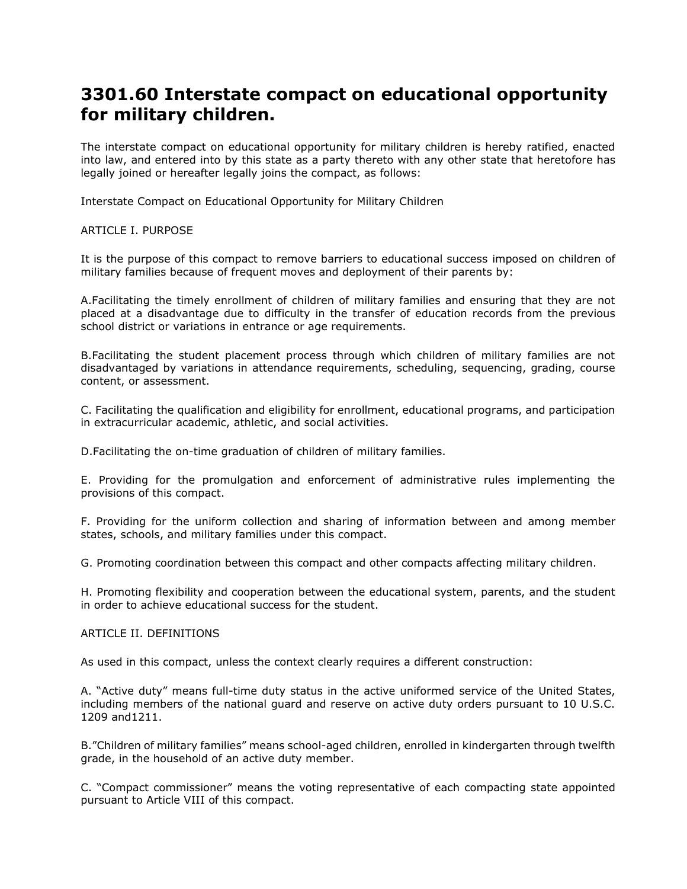# 3301.60 Interstate compact on educational opportunity for military children.

The interstate compact on educational opportunity for military children is hereby ratified, enacted into law, and entered into by this state as a party thereto with any other state that heretofore has legally joined or hereafter legally joins the compact, as follows:

Interstate Compact on Educational Opportunity for Military Children

ARTICLE I. PURPOSE

It is the purpose of this compact to remove barriers to educational success imposed on children of military families because of frequent moves and deployment of their parents by:

A.Facilitating the timely enrollment of children of military families and ensuring that they are not placed at a disadvantage due to difficulty in the transfer of education records from the previous school district or variations in entrance or age requirements.

B.Facilitating the student placement process through which children of military families are not disadvantaged by variations in attendance requirements, scheduling, sequencing, grading, course content, or assessment.

C. Facilitating the qualification and eligibility for enrollment, educational programs, and participation in extracurricular academic, athletic, and social activities.

D.Facilitating the on-time graduation of children of military families.

E. Providing for the promulgation and enforcement of administrative rules implementing the provisions of this compact.

F. Providing for the uniform collection and sharing of information between and among member states, schools, and military families under this compact.

G. Promoting coordination between this compact and other compacts affecting military children.

H. Promoting flexibility and cooperation between the educational system, parents, and the student in order to achieve educational success for the student.

ARTICLE II. DEFINITIONS

As used in this compact, unless the context clearly requires a different construction:

A. "Active duty" means full-time duty status in the active uniformed service of the United States, including members of the national guard and reserve on active duty orders pursuant to 10 U.S.C. 1209 and1211.

B."Children of military families" means school-aged children, enrolled in kindergarten through twelfth grade, in the household of an active duty member.

C. "Compact commissioner" means the voting representative of each compacting state appointed pursuant to Article VIII of this compact.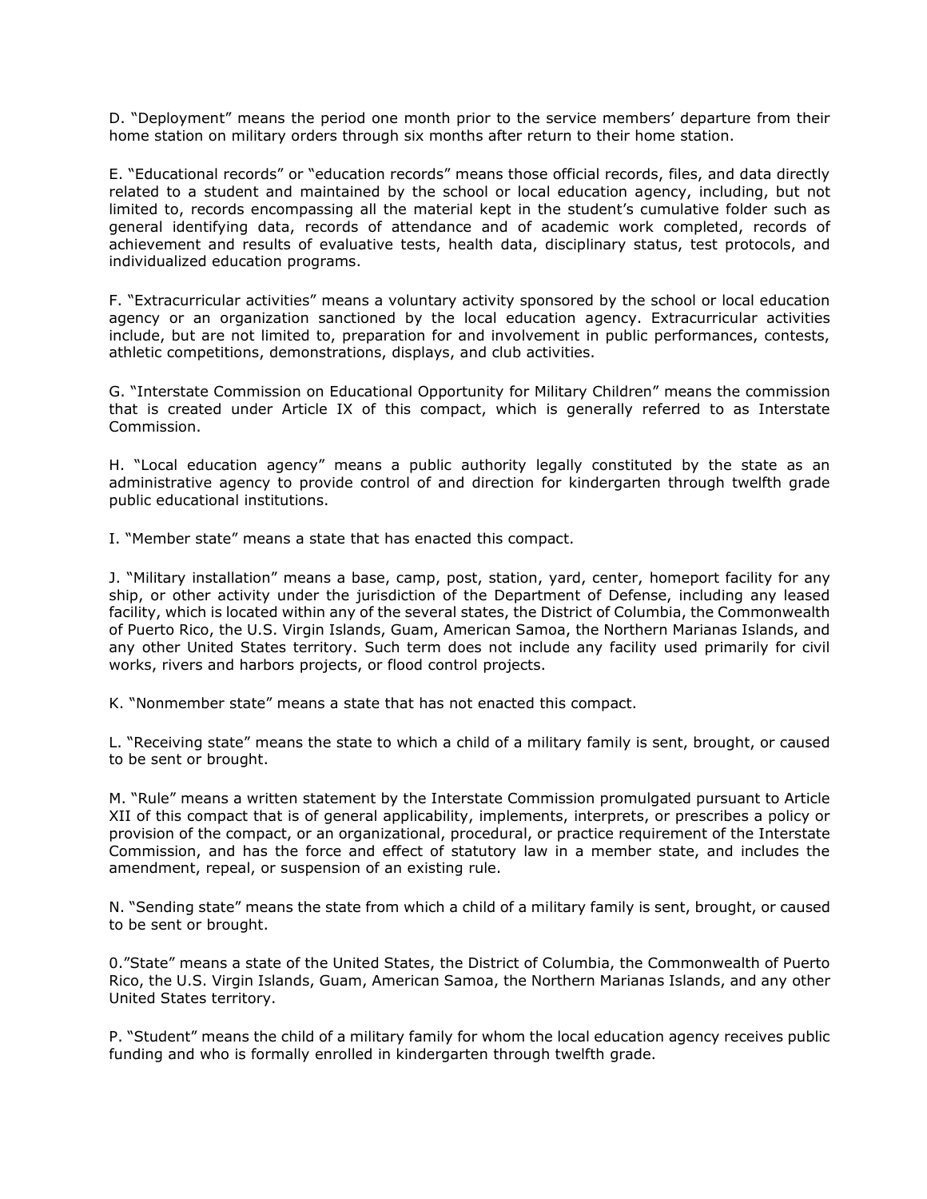D. “Deployment” means the period one month prior to the service members’ departure from their home station on military orders through six months after return to their home station.

E. “Educational records” or “education records” means those official records, files, and data directly related to a student and maintained by the school or local education agency, including, but not limited to, records encompassing all the material kept in the student’s cumulative folder such as general identifying data, records of attendance and of academic work completed, records of achievement and results of evaluative tests, health data, disciplinary status, test protocols, and individualized education programs.

F. “Extracurricular activities” means a voluntary activity sponsored by the school or local education agency or an organization sanctioned by the local education agency. Extracurricular activities include, but are not limited to, preparation for and involvement in public performances, contests, athletic competitions, demonstrations, displays, and club activities.

G. “Interstate Commission on Educational Opportunity for Military Children” means the commission that is created under Article IX of this compact, which is generally referred to as Interstate Commission.

H. “Local education agency” means a public authority legally constituted by the state as an administrative agency to provide control of and direction for kindergarten through twelfth grade public educational institutions.

I. “Member state” means a state that has enacted this compact.

J. “Military installation” means a base, camp, post, station, yard, center, homeport facility for any ship, or other activity under the jurisdiction of the Department of Defense, including any leased facility, which is located within any of the several states, the District of Columbia, the Commonwealth of Puerto Rico, the U.S. Virgin Islands, Guam, American Samoa, the Northern Marianas Islands, and any other United States territory. Such term does not include any facility used primarily for civil works, rivers and harbors projects, or flood control projects.

K. “Nonmember state” means a state that has not enacted this compact.

L. “Receiving state” means the state to which a child of a military family is sent, brought, or caused to be sent or brought.

M. “Rule” means a written statement by the Interstate Commission promulgated pursuant to Article XII of this compact that is of general applicability, implements, interprets, or prescribes a policy or provision of the compact, or an organizational, procedural, or practice requirement of the Interstate Commission, and has the force and effect of statutory law in a member state, and includes the amendment, repeal, or suspension of an existing rule.

N. “Sending state” means the state from which a child of a military family is sent, brought, or caused to be sent or brought.

0.”State” means a state of the United States, the District of Columbia, the Commonwealth of Puerto Rico, the U.S. Virgin Islands, Guam, American Samoa, the Northern Marianas Islands, and any other United States territory.

P. “Student” means the child of a military family for whom the local education agency receives public funding and who is formally enrolled in kindergarten through twelfth grade.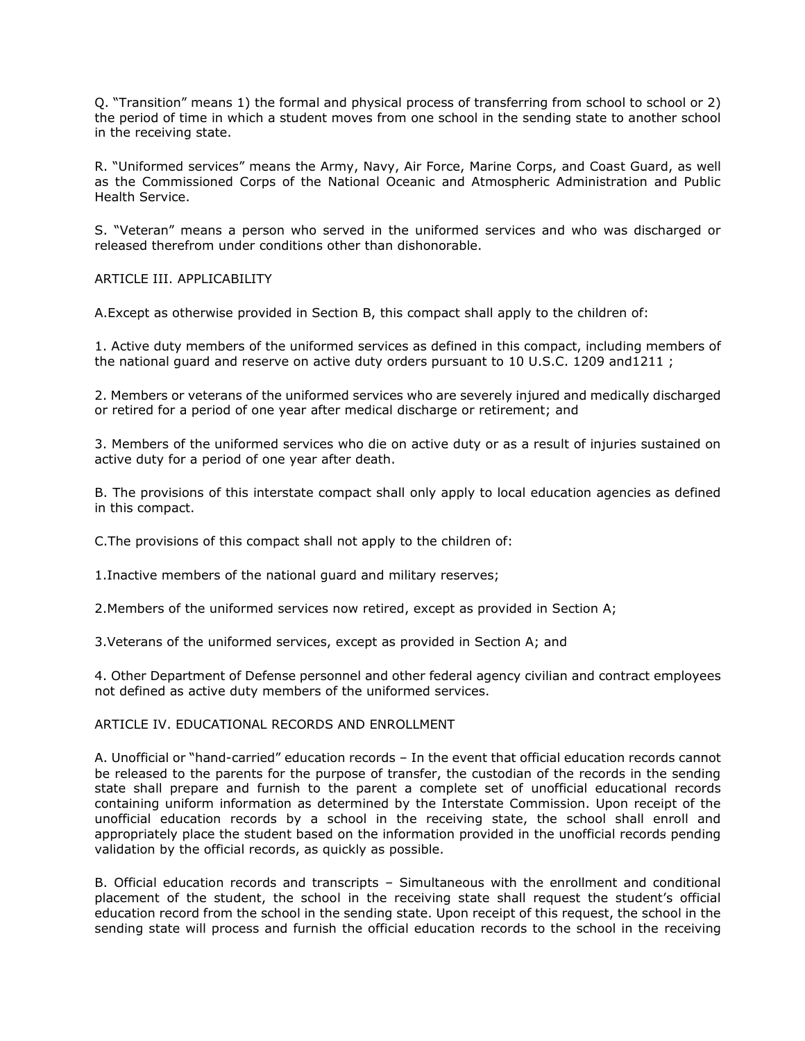Q. “Transition” means 1) the formal and physical process of transferring from school to school or 2) the period of time in which a student moves from one school in the sending state to another school in the receiving state.

R. “Uniformed services” means the Army, Navy, Air Force, Marine Corps, and Coast Guard, as well as the Commissioned Corps of the National Oceanic and Atmospheric Administration and Public Health Service.

S. “Veteran” means a person who served in the uniformed services and who was discharged or released therefrom under conditions other than dishonorable.

## ARTICLE III. APPLICABILITY

A.Except as otherwise provided in Section B, this compact shall apply to the children of:

1. Active duty members of the uniformed services as defined in this compact, including members of the national guard and reserve on active duty orders pursuant to 10 U.S.C. 1209 and1211 ;

2. Members or veterans of the uniformed services who are severely injured and medically discharged or retired for a period of one year after medical discharge or retirement; and

3. Members of the uniformed services who die on active duty or as a result of injuries sustained on active duty for a period of one year after death.

B. The provisions of this interstate compact shall only apply to local education agencies as defined in this compact.

C.The provisions of this compact shall not apply to the children of:

1.Inactive members of the national guard and military reserves;

2.Members of the uniformed services now retired, except as provided in Section A;

3.Veterans of the uniformed services, except as provided in Section A; and

4. Other Department of Defense personnel and other federal agency civilian and contract employees not defined as active duty members of the uniformed services.

## ARTICLE IV. EDUCATIONAL RECORDS AND ENROLLMENT

A. Unofficial or “hand-carried” education records – In the event that official education records cannot be released to the parents for the purpose of transfer, the custodian of the records in the sending state shall prepare and furnish to the parent a complete set of unofficial educational records containing uniform information as determined by the Interstate Commission. Upon receipt of the unofficial education records by a school in the receiving state, the school shall enroll and appropriately place the student based on the information provided in the unofficial records pending validation by the official records, as quickly as possible.

B. Official education records and transcripts – Simultaneous with the enrollment and conditional placement of the student, the school in the receiving state shall request the student’s official education record from the school in the sending state. Upon receipt of this request, the school in the sending state will process and furnish the official education records to the school in the receiving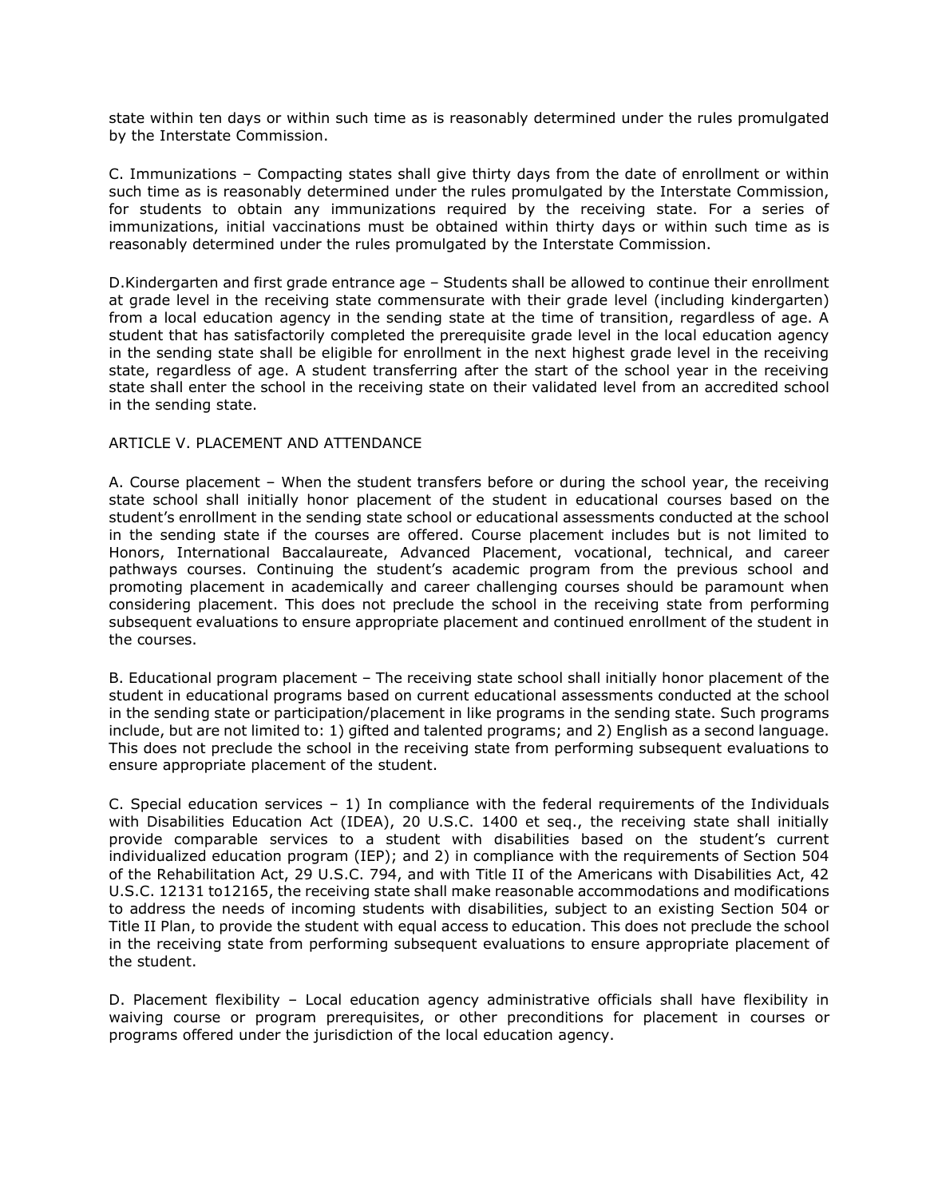state within ten days or within such time as is reasonably determined under the rules promulgated by the Interstate Commission.

C. Immunizations – Compacting states shall give thirty days from the date of enrollment or within such time as is reasonably determined under the rules promulgated by the Interstate Commission, for students to obtain any immunizations required by the receiving state. For a series of immunizations, initial vaccinations must be obtained within thirty days or within such time as is reasonably determined under the rules promulgated by the Interstate Commission.

D.Kindergarten and first grade entrance age – Students shall be allowed to continue their enrollment at grade level in the receiving state commensurate with their grade level (including kindergarten) from a local education agency in the sending state at the time of transition, regardless of age. A student that has satisfactorily completed the prerequisite grade level in the local education agency in the sending state shall be eligible for enrollment in the next highest grade level in the receiving state, regardless of age. A student transferring after the start of the school year in the receiving state shall enter the school in the receiving state on their validated level from an accredited school in the sending state.

## ARTICLE V. PLACEMENT AND ATTENDANCE

A. Course placement – When the student transfers before or during the school year, the receiving state school shall initially honor placement of the student in educational courses based on the student's enrollment in the sending state school or educational assessments conducted at the school in the sending state if the courses are offered. Course placement includes but is not limited to Honors, International Baccalaureate, Advanced Placement, vocational, technical, and career pathways courses. Continuing the student's academic program from the previous school and promoting placement in academically and career challenging courses should be paramount when considering placement. This does not preclude the school in the receiving state from performing subsequent evaluations to ensure appropriate placement and continued enrollment of the student in the courses.

B. Educational program placement – The receiving state school shall initially honor placement of the student in educational programs based on current educational assessments conducted at the school in the sending state or participation/placement in like programs in the sending state. Such programs include, but are not limited to: 1) gifted and talented programs; and 2) English as a second language. This does not preclude the school in the receiving state from performing subsequent evaluations to ensure appropriate placement of the student.

C. Special education services – 1) In compliance with the federal requirements of the Individuals with Disabilities Education Act (IDEA), 20 U.S.C. 1400 et seq., the receiving state shall initially provide comparable services to a student with disabilities based on the student's current individualized education program (IEP); and 2) in compliance with the requirements of Section 504 of the Rehabilitation Act, 29 U.S.C. 794, and with Title II of the Americans with Disabilities Act, 42 U.S.C. 12131 to12165, the receiving state shall make reasonable accommodations and modifications to address the needs of incoming students with disabilities, subject to an existing Section 504 or Title II Plan, to provide the student with equal access to education. This does not preclude the school in the receiving state from performing subsequent evaluations to ensure appropriate placement of the student.

D. Placement flexibility – Local education agency administrative officials shall have flexibility in waiving course or program prerequisites, or other preconditions for placement in courses or programs offered under the jurisdiction of the local education agency.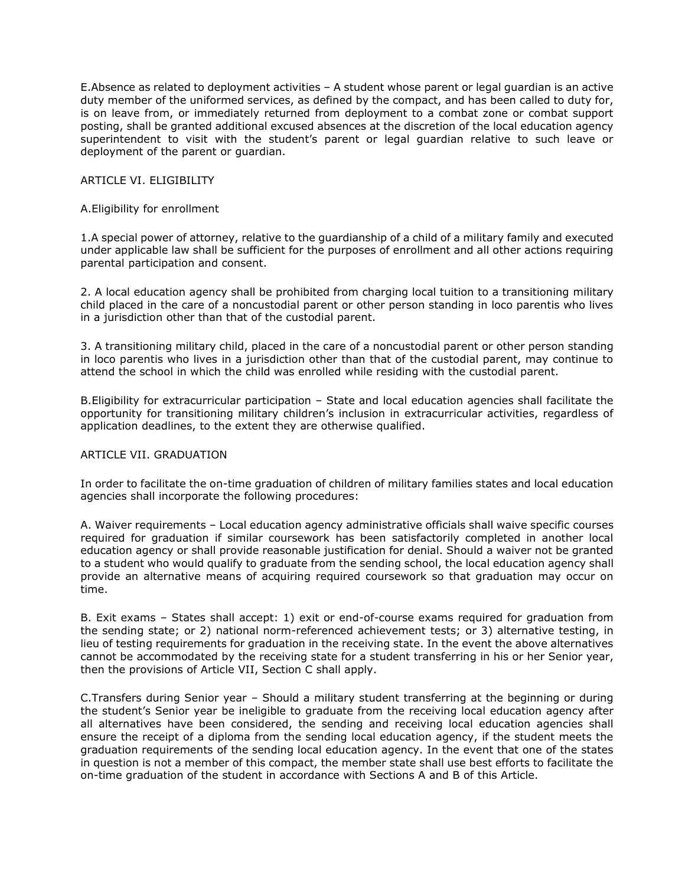E. Absence as related to deployment activities – A student whose parent or legal guardian is an active duty member of the uniformed services, as defined by the compact, and has been called to duty for, is on leave from, or immediately returned from deployment to a combat zone or combat support posting, shall be granted additional excused absences at the discretion of the local education agency superintendent to visit with the student's parent or legal guardian relative to such leave or deployment of the parent or guardian.

## ARTICLE VI. ELIGIBILITY

A. Eligibility for enrollment

1. A special power of attorney, relative to the guardianship of a child of a military family and executed under applicable law shall be sufficient for the purposes of enrollment and all other actions requiring parental participation and consent.

2. A local education agency shall be prohibited from charging local tuition to a transitioning military child placed in the care of a noncustodial parent or other person standing in loco parentis who lives in a jurisdiction other than that of the custodial parent.

3. A transitioning military child, placed in the care of a noncustodial parent or other person standing in loco parentis who lives in a jurisdiction other than that of the custodial parent, may continue to attend the school in which the child was enrolled while residing with the custodial parent.

B. Eligibility for extracurricular participation – State and local education agencies shall facilitate the opportunity for transitioning military children's inclusion in extracurricular activities, regardless of application deadlines, to the extent they are otherwise qualified.

## ARTICLE VII. GRADUATION

In order to facilitate the on-time graduation of children of military families states and local education agencies shall incorporate the following procedures:

A. Waiver requirements – Local education agency administrative officials shall waive specific courses required for graduation if similar coursework has been satisfactorily completed in another local education agency or shall provide reasonable justification for denial. Should a waiver not be granted to a student who would qualify to graduate from the sending school, the local education agency shall provide an alternative means of acquiring required coursework so that graduation may occur on time.

B. Exit exams – States shall accept: 1) exit or end-of-course exams required for graduation from the sending state; or 2) national norm-referenced achievement tests; or 3) alternative testing, in lieu of testing requirements for graduation in the receiving state. In the event the above alternatives cannot be accommodated by the receiving state for a student transferring in his or her Senior year, then the provisions of Article VII, Section C shall apply.

C. Transfers during Senior year – Should a military student transferring at the beginning or during the student's Senior year be ineligible to graduate from the receiving local education agency after all alternatives have been considered, the sending and receiving local education agencies shall ensure the receipt of a diploma from the sending local education agency, if the student meets the graduation requirements of the sending local education agency. In the event that one of the states in question is not a member of this compact, the member state shall use best efforts to facilitate the on-time graduation of the student in accordance with Sections A and B of this Article.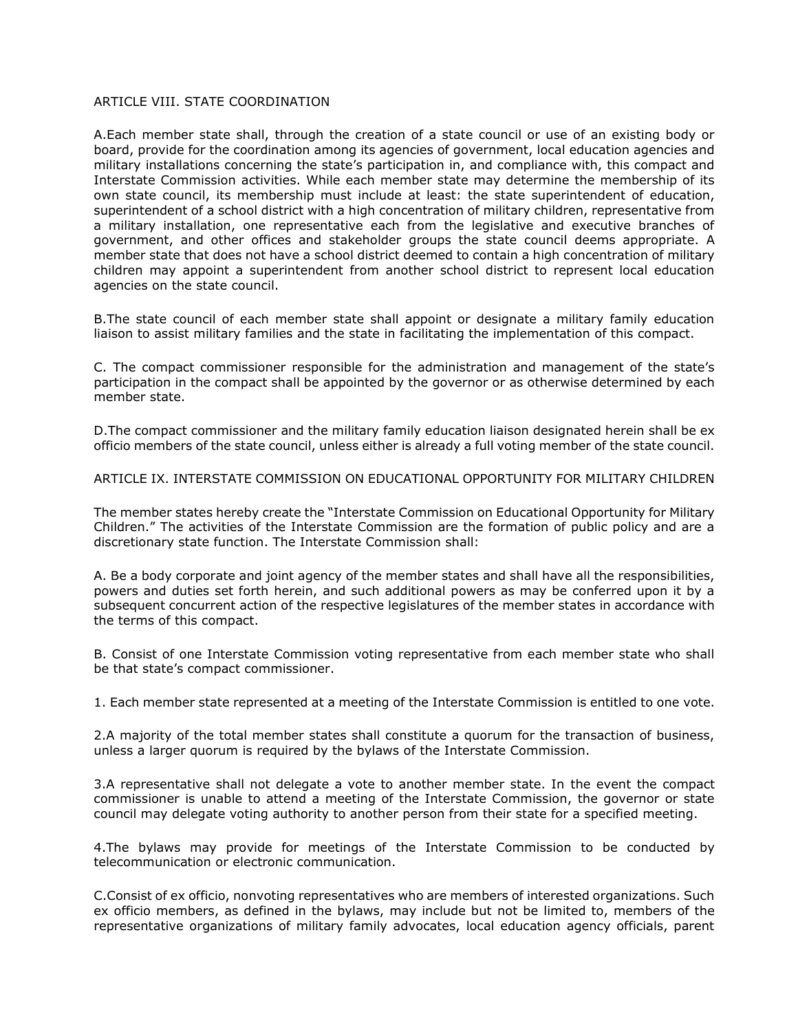## ARTICLE VIII. STATE COORDINATION

A.Each member state shall, through the creation of a state council or use of an existing body or board, provide for the coordination among its agencies of government, local education agencies and military installations concerning the state's participation in, and compliance with, this compact and Interstate Commission activities. While each member state may determine the membership of its own state council, its membership must include at least: the state superintendent of education, superintendent of a school district with a high concentration of military children, representative from a military installation, one representative each from the legislative and executive branches of government, and other offices and stakeholder groups the state council deems appropriate. A member state that does not have a school district deemed to contain a high concentration of military children may appoint a superintendent from another school district to represent local education agencies on the state council.

B.The state council of each member state shall appoint or designate a military family education liaison to assist military families and the state in facilitating the implementation of this compact.

C. The compact commissioner responsible for the administration and management of the state's participation in the compact shall be appointed by the governor or as otherwise determined by each member state.

D.The compact commissioner and the military family education liaison designated herein shall be ex officio members of the state council, unless either is already a full voting member of the state council.

## ARTICLE IX. INTERSTATE COMMISSION ON EDUCATIONAL OPPORTUNITY FOR MILITARY CHILDREN

The member states hereby create the "Interstate Commission on Educational Opportunity for Military Children." The activities of the Interstate Commission are the formation of public policy and are a discretionary state function. The Interstate Commission shall:

A. Be a body corporate and joint agency of the member states and shall have all the responsibilities, powers and duties set forth herein, and such additional powers as may be conferred upon it by a subsequent concurrent action of the respective legislatures of the member states in accordance with the terms of this compact.

B. Consist of one Interstate Commission voting representative from each member state who shall be that state's compact commissioner.

1. Each member state represented at a meeting of the Interstate Commission is entitled to one vote.

2.A majority of the total member states shall constitute a quorum for the transaction of business, unless a larger quorum is required by the bylaws of the Interstate Commission.

3.A representative shall not delegate a vote to another member state. In the event the compact commissioner is unable to attend a meeting of the Interstate Commission, the governor or state council may delegate voting authority to another person from their state for a specified meeting.

4.The bylaws may provide for meetings of the Interstate Commission to be conducted by telecommunication or electronic communication.

C.Consist of ex officio, nonvoting representatives who are members of interested organizations. Such ex officio members, as defined in the bylaws, may include but not be limited to, members of the representative organizations of military family advocates, local education agency officials, parent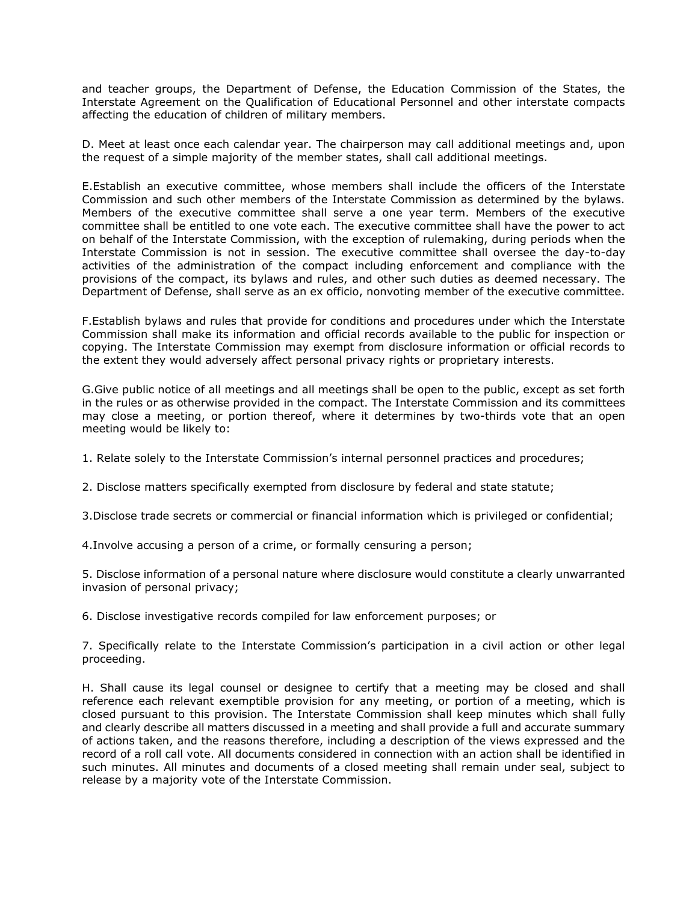and teacher groups, the Department of Defense, the Education Commission of the States, the Interstate Agreement on the Qualification of Educational Personnel and other interstate compacts affecting the education of children of military members.

D. Meet at least once each calendar year. The chairperson may call additional meetings and, upon the request of a simple majority of the member states, shall call additional meetings.

E.Establish an executive committee, whose members shall include the officers of the Interstate Commission and such other members of the Interstate Commission as determined by the bylaws. Members of the executive committee shall serve a one year term. Members of the executive committee shall be entitled to one vote each. The executive committee shall have the power to act on behalf of the Interstate Commission, with the exception of rulemaking, during periods when the Interstate Commission is not in session. The executive committee shall oversee the day-to-day activities of the administration of the compact including enforcement and compliance with the provisions of the compact, its bylaws and rules, and other such duties as deemed necessary. The Department of Defense, shall serve as an ex officio, nonvoting member of the executive committee.

F.Establish bylaws and rules that provide for conditions and procedures under which the Interstate Commission shall make its information and official records available to the public for inspection or copying. The Interstate Commission may exempt from disclosure information or official records to the extent they would adversely affect personal privacy rights or proprietary interests.

G.Give public notice of all meetings and all meetings shall be open to the public, except as set forth in the rules or as otherwise provided in the compact. The Interstate Commission and its committees may close a meeting, or portion thereof, where it determines by two-thirds vote that an open meeting would be likely to:

1. Relate solely to the Interstate Commission's internal personnel practices and procedures;

2. Disclose matters specifically exempted from disclosure by federal and state statute;

3.Disclose trade secrets or commercial or financial information which is privileged or confidential;

4.Involve accusing a person of a crime, or formally censuring a person;

5. Disclose information of a personal nature where disclosure would constitute a clearly unwarranted invasion of personal privacy;

6. Disclose investigative records compiled for law enforcement purposes; or

7. Specifically relate to the Interstate Commission's participation in a civil action or other legal proceeding.

H. Shall cause its legal counsel or designee to certify that a meeting may be closed and shall reference each relevant exemptible provision for any meeting, or portion of a meeting, which is closed pursuant to this provision. The Interstate Commission shall keep minutes which shall fully and clearly describe all matters discussed in a meeting and shall provide a full and accurate summary of actions taken, and the reasons therefore, including a description of the views expressed and the record of a roll call vote. All documents considered in connection with an action shall be identified in such minutes. All minutes and documents of a closed meeting shall remain under seal, subject to release by a majority vote of the Interstate Commission.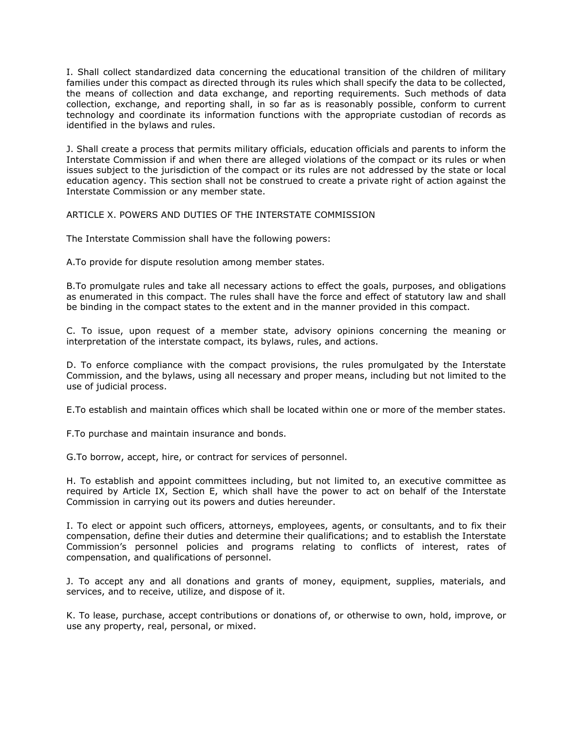I. Shall collect standardized data concerning the educational transition of the children of military families under this compact as directed through its rules which shall specify the data to be collected, the means of collection and data exchange, and reporting requirements. Such methods of data collection, exchange, and reporting shall, in so far as is reasonably possible, conform to current technology and coordinate its information functions with the appropriate custodian of records as identified in the bylaws and rules.

J. Shall create a process that permits military officials, education officials and parents to inform the Interstate Commission if and when there are alleged violations of the compact or its rules or when issues subject to the jurisdiction of the compact or its rules are not addressed by the state or local education agency. This section shall not be construed to create a private right of action against the Interstate Commission or any member state.

## ARTICLE X. POWERS AND DUTIES OF THE INTERSTATE COMMISSION

The Interstate Commission shall have the following powers:

A.To provide for dispute resolution among member states.

B.To promulgate rules and take all necessary actions to effect the goals, purposes, and obligations as enumerated in this compact. The rules shall have the force and effect of statutory law and shall be binding in the compact states to the extent and in the manner provided in this compact.

C. To issue, upon request of a member state, advisory opinions concerning the meaning or interpretation of the interstate compact, its bylaws, rules, and actions.

D. To enforce compliance with the compact provisions, the rules promulgated by the Interstate Commission, and the bylaws, using all necessary and proper means, including but not limited to the use of judicial process.

E.To establish and maintain offices which shall be located within one or more of the member states.

F.To purchase and maintain insurance and bonds.

G.To borrow, accept, hire, or contract for services of personnel.

H. To establish and appoint committees including, but not limited to, an executive committee as required by Article IX, Section E, which shall have the power to act on behalf of the Interstate Commission in carrying out its powers and duties hereunder.

I. To elect or appoint such officers, attorneys, employees, agents, or consultants, and to fix their compensation, define their duties and determine their qualifications; and to establish the Interstate Commission's personnel policies and programs relating to conflicts of interest, rates of compensation, and qualifications of personnel.

J. To accept any and all donations and grants of money, equipment, supplies, materials, and services, and to receive, utilize, and dispose of it.

K. To lease, purchase, accept contributions or donations of, or otherwise to own, hold, improve, or use any property, real, personal, or mixed.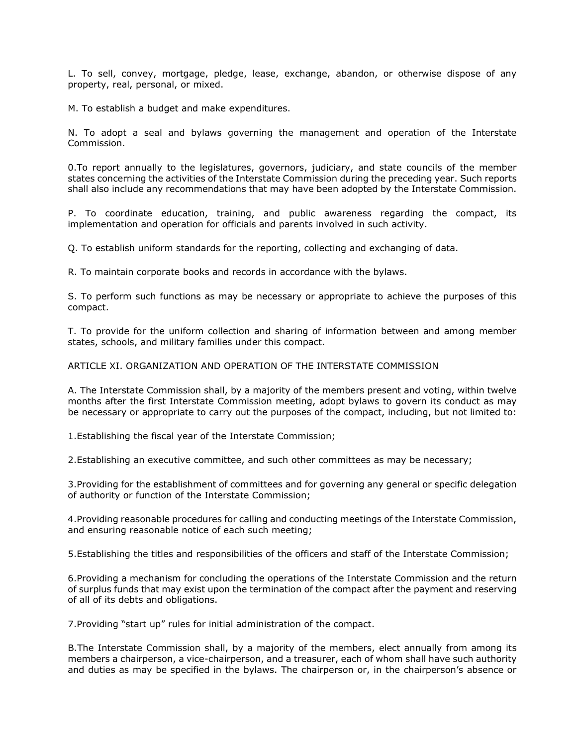L. To sell, convey, mortgage, pledge, lease, exchange, abandon, or otherwise dispose of any property, real, personal, or mixed.

M. To establish a budget and make expenditures.

N. To adopt a seal and bylaws governing the management and operation of the Interstate Commission.

0.To report annually to the legislatures, governors, judiciary, and state councils of the member states concerning the activities of the Interstate Commission during the preceding year. Such reports shall also include any recommendations that may have been adopted by the Interstate Commission.

P. To coordinate education, training, and public awareness regarding the compact, its implementation and operation for officials and parents involved in such activity.

Q. To establish uniform standards for the reporting, collecting and exchanging of data.

R. To maintain corporate books and records in accordance with the bylaws.

S. To perform such functions as may be necessary or appropriate to achieve the purposes of this compact.

T. To provide for the uniform collection and sharing of information between and among member states, schools, and military families under this compact.

## ARTICLE XI. ORGANIZATION AND OPERATION OF THE INTERSTATE COMMISSION

A. The Interstate Commission shall, by a majority of the members present and voting, within twelve months after the first Interstate Commission meeting, adopt bylaws to govern its conduct as may be necessary or appropriate to carry out the purposes of the compact, including, but not limited to:

1.Establishing the fiscal year of the Interstate Commission;

2.Establishing an executive committee, and such other committees as may be necessary;

3.Providing for the establishment of committees and for governing any general or specific delegation of authority or function of the Interstate Commission;

4.Providing reasonable procedures for calling and conducting meetings of the Interstate Commission, and ensuring reasonable notice of each such meeting;

5.Establishing the titles and responsibilities of the officers and staff of the Interstate Commission;

6.Providing a mechanism for concluding the operations of the Interstate Commission and the return of surplus funds that may exist upon the termination of the compact after the payment and reserving of all of its debts and obligations.

7.Providing "start up" rules for initial administration of the compact.

B.The Interstate Commission shall, by a majority of the members, elect annually from among its members a chairperson, a vice-chairperson, and a treasurer, each of whom shall have such authority and duties as may be specified in the bylaws. The chairperson or, in the chairperson's absence or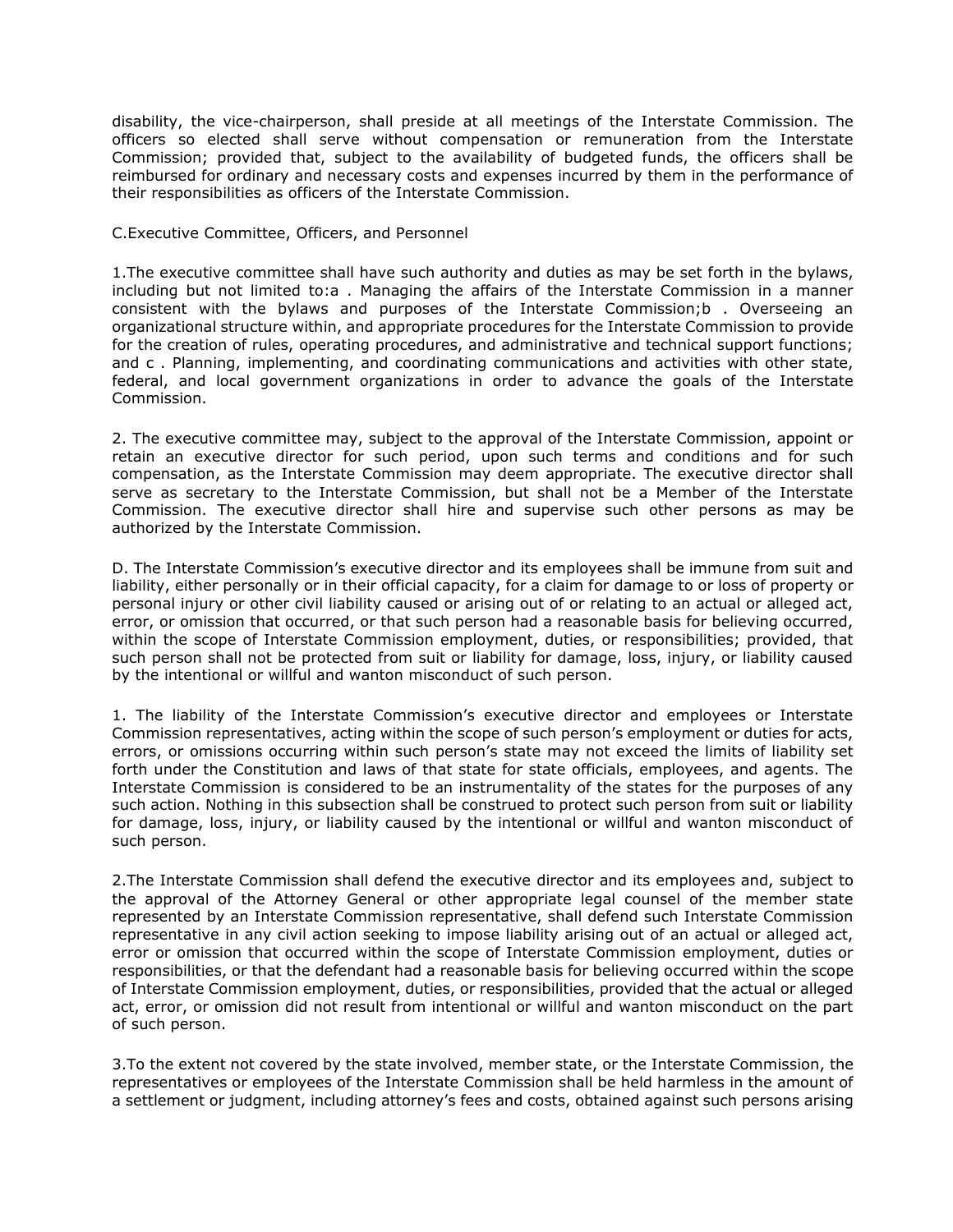disability, the vice-chairperson, shall preside at all meetings of the Interstate Commission. The officers so elected shall serve without compensation or remuneration from the Interstate Commission; provided that, subject to the availability of budgeted funds, the officers shall be reimbursed for ordinary and necessary costs and expenses incurred by them in the performance of their responsibilities as officers of the Interstate Commission.

C.Executive Committee, Officers, and Personnel

1.The executive committee shall have such authority and duties as may be set forth in the bylaws, including but not limited to:a . Managing the affairs of the Interstate Commission in a manner consistent with the bylaws and purposes of the Interstate Commission;b . Overseeing an organizational structure within, and appropriate procedures for the Interstate Commission to provide for the creation of rules, operating procedures, and administrative and technical support functions; and c . Planning, implementing, and coordinating communications and activities with other state, federal, and local government organizations in order to advance the goals of the Interstate Commission.

2. The executive committee may, subject to the approval of the Interstate Commission, appoint or retain an executive director for such period, upon such terms and conditions and for such compensation, as the Interstate Commission may deem appropriate. The executive director shall serve as secretary to the Interstate Commission, but shall not be a Member of the Interstate Commission. The executive director shall hire and supervise such other persons as may be authorized by the Interstate Commission.

D. The Interstate Commission's executive director and its employees shall be immune from suit and liability, either personally or in their official capacity, for a claim for damage to or loss of property or personal injury or other civil liability caused or arising out of or relating to an actual or alleged act, error, or omission that occurred, or that such person had a reasonable basis for believing occurred, within the scope of Interstate Commission employment, duties, or responsibilities; provided, that such person shall not be protected from suit or liability for damage, loss, injury, or liability caused by the intentional or willful and wanton misconduct of such person.

1. The liability of the Interstate Commission's executive director and employees or Interstate Commission representatives, acting within the scope of such person's employment or duties for acts, errors, or omissions occurring within such person's state may not exceed the limits of liability set forth under the Constitution and laws of that state for state officials, employees, and agents. The Interstate Commission is considered to be an instrumentality of the states for the purposes of any such action. Nothing in this subsection shall be construed to protect such person from suit or liability for damage, loss, injury, or liability caused by the intentional or willful and wanton misconduct of such person.

2.The Interstate Commission shall defend the executive director and its employees and, subject to the approval of the Attorney General or other appropriate legal counsel of the member state represented by an Interstate Commission representative, shall defend such Interstate Commission representative in any civil action seeking to impose liability arising out of an actual or alleged act, error or omission that occurred within the scope of Interstate Commission employment, duties or responsibilities, or that the defendant had a reasonable basis for believing occurred within the scope of Interstate Commission employment, duties, or responsibilities, provided that the actual or alleged act, error, or omission did not result from intentional or willful and wanton misconduct on the part of such person.

3.To the extent not covered by the state involved, member state, or the Interstate Commission, the representatives or employees of the Interstate Commission shall be held harmless in the amount of a settlement or judgment, including attorney's fees and costs, obtained against such persons arising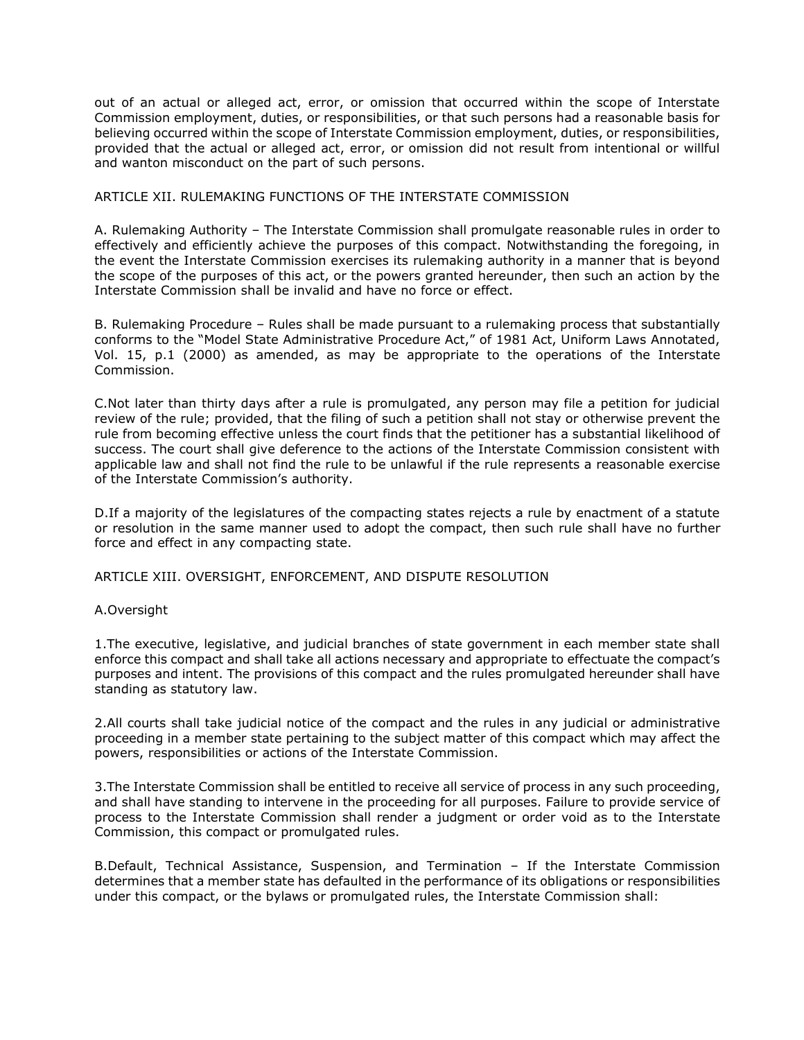out of an actual or alleged act, error, or omission that occurred within the scope of Interstate Commission employment, duties, or responsibilities, or that such persons had a reasonable basis for believing occurred within the scope of Interstate Commission employment, duties, or responsibilities, provided that the actual or alleged act, error, or omission did not result from intentional or willful and wanton misconduct on the part of such persons.

## ARTICLE XII. RULEMAKING FUNCTIONS OF THE INTERSTATE COMMISSION

A. Rulemaking Authority – The Interstate Commission shall promulgate reasonable rules in order to effectively and efficiently achieve the purposes of this compact. Notwithstanding the foregoing, in the event the Interstate Commission exercises its rulemaking authority in a manner that is beyond the scope of the purposes of this act, or the powers granted hereunder, then such an action by the Interstate Commission shall be invalid and have no force or effect.

B. Rulemaking Procedure – Rules shall be made pursuant to a rulemaking process that substantially conforms to the "Model State Administrative Procedure Act," of 1981 Act, Uniform Laws Annotated, Vol. 15, p.1 (2000) as amended, as may be appropriate to the operations of the Interstate Commission.

C.Not later than thirty days after a rule is promulgated, any person may file a petition for judicial review of the rule; provided, that the filing of such a petition shall not stay or otherwise prevent the rule from becoming effective unless the court finds that the petitioner has a substantial likelihood of success. The court shall give deference to the actions of the Interstate Commission consistent with applicable law and shall not find the rule to be unlawful if the rule represents a reasonable exercise of the Interstate Commission's authority.

D.If a majority of the legislatures of the compacting states rejects a rule by enactment of a statute or resolution in the same manner used to adopt the compact, then such rule shall have no further force and effect in any compacting state.

## ARTICLE XIII. OVERSIGHT, ENFORCEMENT, AND DISPUTE RESOLUTION

A.Oversight

1.The executive, legislative, and judicial branches of state government in each member state shall enforce this compact and shall take all actions necessary and appropriate to effectuate the compact's purposes and intent. The provisions of this compact and the rules promulgated hereunder shall have standing as statutory law.

2.All courts shall take judicial notice of the compact and the rules in any judicial or administrative proceeding in a member state pertaining to the subject matter of this compact which may affect the powers, responsibilities or actions of the Interstate Commission.

3.The Interstate Commission shall be entitled to receive all service of process in any such proceeding, and shall have standing to intervene in the proceeding for all purposes. Failure to provide service of process to the Interstate Commission shall render a judgment or order void as to the Interstate Commission, this compact or promulgated rules.

B.Default, Technical Assistance, Suspension, and Termination – If the Interstate Commission determines that a member state has defaulted in the performance of its obligations or responsibilities under this compact, or the bylaws or promulgated rules, the Interstate Commission shall: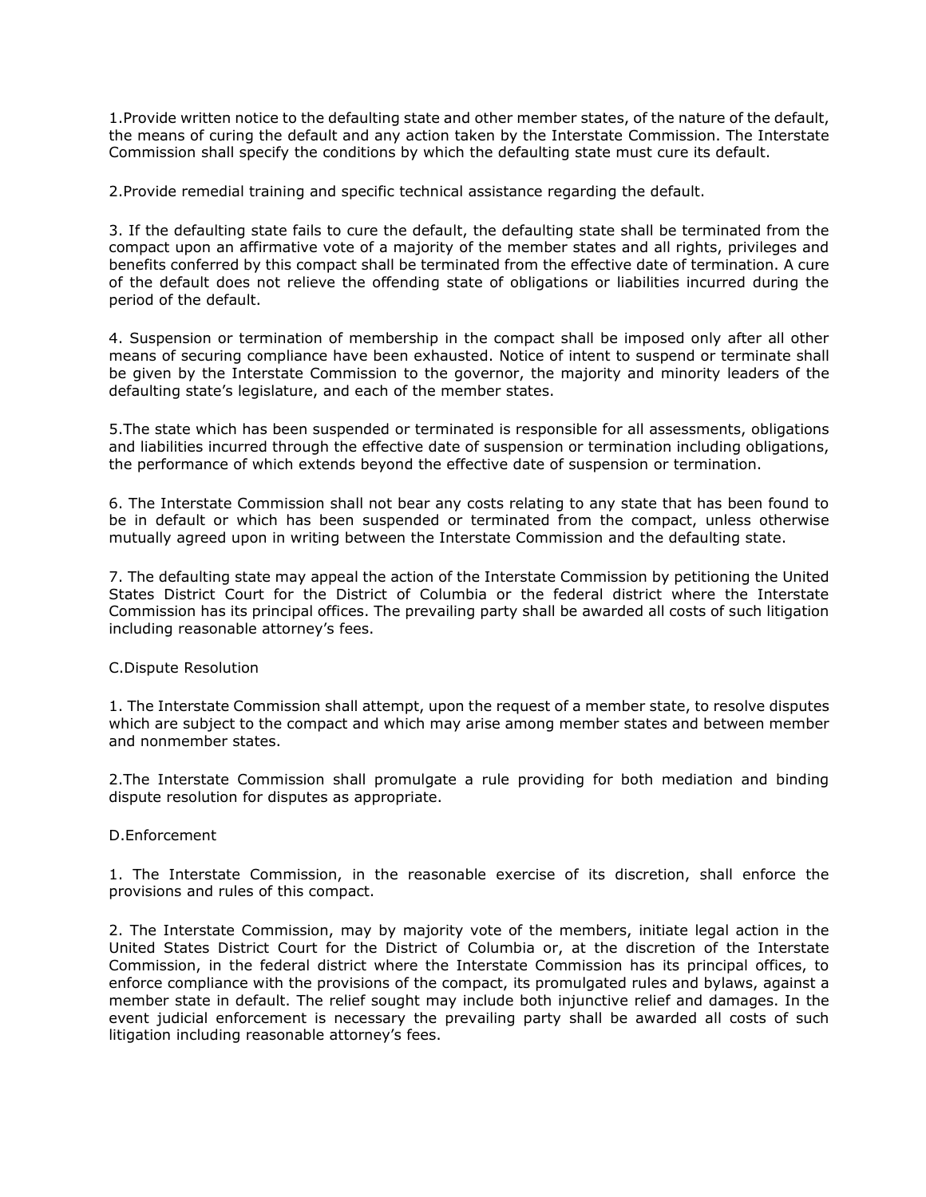1.Provide written notice to the defaulting state and other member states, of the nature of the default, the means of curing the default and any action taken by the Interstate Commission. The Interstate Commission shall specify the conditions by which the defaulting state must cure its default.

2.Provide remedial training and specific technical assistance regarding the default.

3. If the defaulting state fails to cure the default, the defaulting state shall be terminated from the compact upon an affirmative vote of a majority of the member states and all rights, privileges and benefits conferred by this compact shall be terminated from the effective date of termination. A cure of the default does not relieve the offending state of obligations or liabilities incurred during the period of the default.

4. Suspension or termination of membership in the compact shall be imposed only after all other means of securing compliance have been exhausted. Notice of intent to suspend or terminate shall be given by the Interstate Commission to the governor, the majority and minority leaders of the defaulting state's legislature, and each of the member states.

5.The state which has been suspended or terminated is responsible for all assessments, obligations and liabilities incurred through the effective date of suspension or termination including obligations, the performance of which extends beyond the effective date of suspension or termination.

6. The Interstate Commission shall not bear any costs relating to any state that has been found to be in default or which has been suspended or terminated from the compact, unless otherwise mutually agreed upon in writing between the Interstate Commission and the defaulting state.

7. The defaulting state may appeal the action of the Interstate Commission by petitioning the United States District Court for the District of Columbia or the federal district where the Interstate Commission has its principal offices. The prevailing party shall be awarded all costs of such litigation including reasonable attorney's fees.

C.Dispute Resolution

1. The Interstate Commission shall attempt, upon the request of a member state, to resolve disputes which are subject to the compact and which may arise among member states and between member and nonmember states.

2.The Interstate Commission shall promulgate a rule providing for both mediation and binding dispute resolution for disputes as appropriate.

D.Enforcement

1. The Interstate Commission, in the reasonable exercise of its discretion, shall enforce the provisions and rules of this compact.

2. The Interstate Commission, may by majority vote of the members, initiate legal action in the United States District Court for the District of Columbia or, at the discretion of the Interstate Commission, in the federal district where the Interstate Commission has its principal offices, to enforce compliance with the provisions of the compact, its promulgated rules and bylaws, against a member state in default. The relief sought may include both injunctive relief and damages. In the event judicial enforcement is necessary the prevailing party shall be awarded all costs of such litigation including reasonable attorney's fees.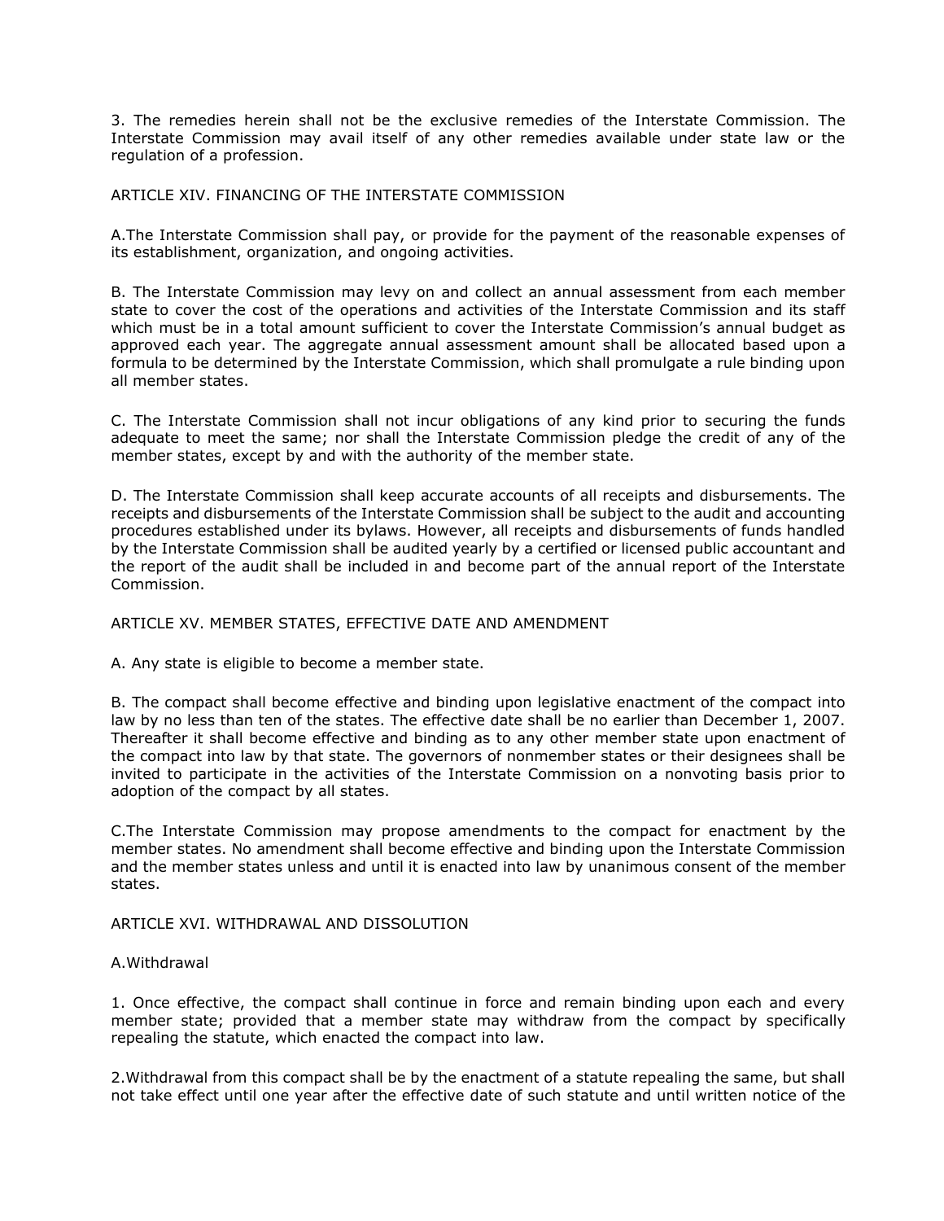3. The remedies herein shall not be the exclusive remedies of the Interstate Commission. The Interstate Commission may avail itself of any other remedies available under state law or the regulation of a profession.

ARTICLE XIV. FINANCING OF THE INTERSTATE COMMISSION

A.The Interstate Commission shall pay, or provide for the payment of the reasonable expenses of its establishment, organization, and ongoing activities.

B. The Interstate Commission may levy on and collect an annual assessment from each member state to cover the cost of the operations and activities of the Interstate Commission and its staff which must be in a total amount sufficient to cover the Interstate Commission's annual budget as approved each year. The aggregate annual assessment amount shall be allocated based upon a formula to be determined by the Interstate Commission, which shall promulgate a rule binding upon all member states.

C. The Interstate Commission shall not incur obligations of any kind prior to securing the funds adequate to meet the same; nor shall the Interstate Commission pledge the credit of any of the member states, except by and with the authority of the member state.

D. The Interstate Commission shall keep accurate accounts of all receipts and disbursements. The receipts and disbursements of the Interstate Commission shall be subject to the audit and accounting procedures established under its bylaws. However, all receipts and disbursements of funds handled by the Interstate Commission shall be audited yearly by a certified or licensed public accountant and the report of the audit shall be included in and become part of the annual report of the Interstate Commission.

ARTICLE XV. MEMBER STATES, EFFECTIVE DATE AND AMENDMENT

A. Any state is eligible to become a member state.

B. The compact shall become effective and binding upon legislative enactment of the compact into law by no less than ten of the states. The effective date shall be no earlier than December 1, 2007. Thereafter it shall become effective and binding as to any other member state upon enactment of the compact into law by that state. The governors of nonmember states or their designees shall be invited to participate in the activities of the Interstate Commission on a nonvoting basis prior to adoption of the compact by all states.

C.The Interstate Commission may propose amendments to the compact for enactment by the member states. No amendment shall become effective and binding upon the Interstate Commission and the member states unless and until it is enacted into law by unanimous consent of the member states.

ARTICLE XVI. WITHDRAWAL AND DISSOLUTION

A.Withdrawal

1. Once effective, the compact shall continue in force and remain binding upon each and every member state; provided that a member state may withdraw from the compact by specifically repealing the statute, which enacted the compact into law.

2.Withdrawal from this compact shall be by the enactment of a statute repealing the same, but shall not take effect until one year after the effective date of such statute and until written notice of the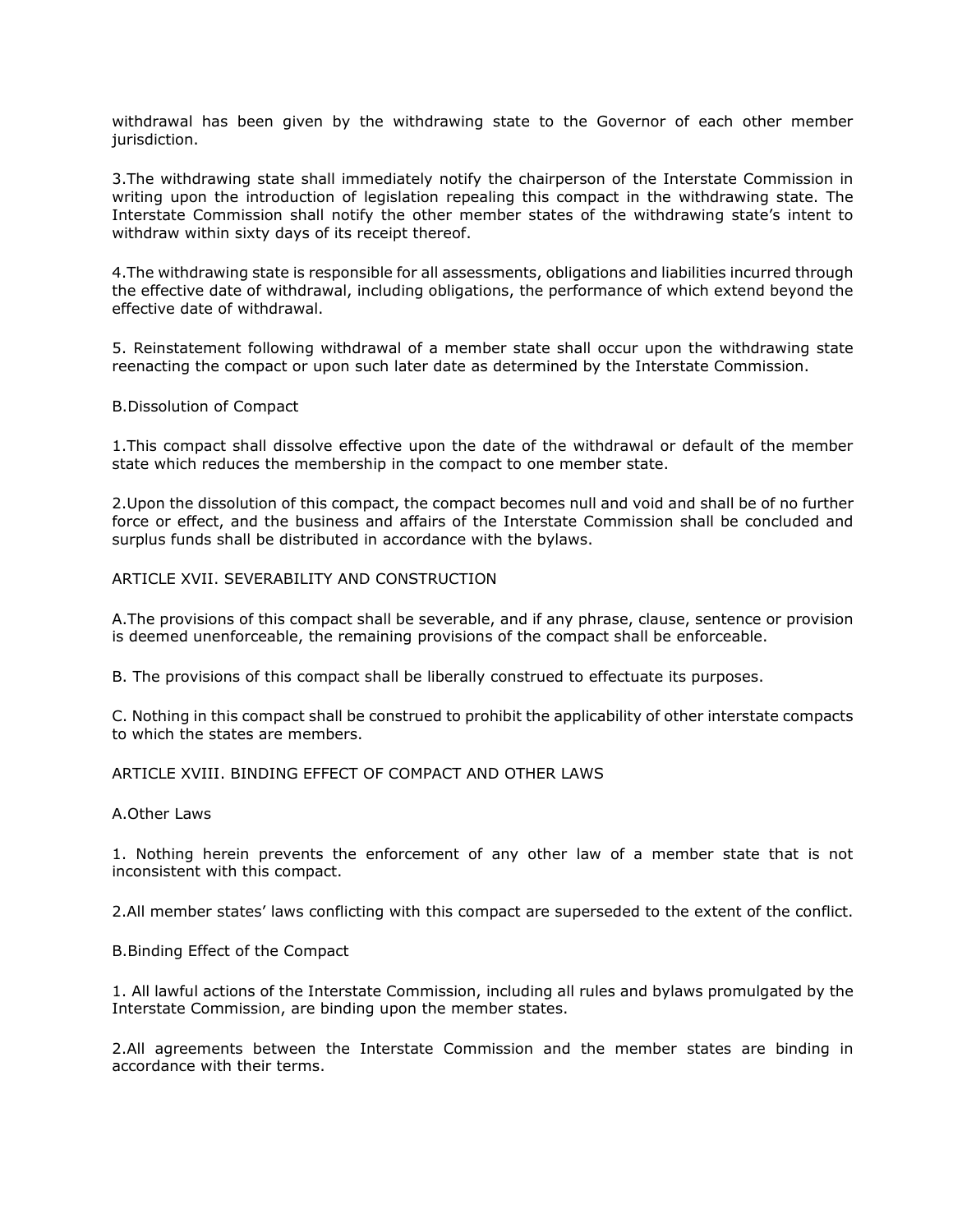withdrawal has been given by the withdrawing state to the Governor of each other member jurisdiction.

3.The withdrawing state shall immediately notify the chairperson of the Interstate Commission in writing upon the introduction of legislation repealing this compact in the withdrawing state. The Interstate Commission shall notify the other member states of the withdrawing state's intent to withdraw within sixty days of its receipt thereof.

4.The withdrawing state is responsible for all assessments, obligations and liabilities incurred through the effective date of withdrawal, including obligations, the performance of which extend beyond the effective date of withdrawal.

5. Reinstatement following withdrawal of a member state shall occur upon the withdrawing state reenacting the compact or upon such later date as determined by the Interstate Commission.

B.Dissolution of Compact

1.This compact shall dissolve effective upon the date of the withdrawal or default of the member state which reduces the membership in the compact to one member state.

2.Upon the dissolution of this compact, the compact becomes null and void and shall be of no further force or effect, and the business and affairs of the Interstate Commission shall be concluded and surplus funds shall be distributed in accordance with the bylaws.

ARTICLE XVII. SEVERABILITY AND CONSTRUCTION

A.The provisions of this compact shall be severable, and if any phrase, clause, sentence or provision is deemed unenforceable, the remaining provisions of the compact shall be enforceable.

B. The provisions of this compact shall be liberally construed to effectuate its purposes.

C. Nothing in this compact shall be construed to prohibit the applicability of other interstate compacts to which the states are members.

ARTICLE XVIII. BINDING EFFECT OF COMPACT AND OTHER LAWS

A.Other Laws

1. Nothing herein prevents the enforcement of any other law of a member state that is not inconsistent with this compact.

2.All member states' laws conflicting with this compact are superseded to the extent of the conflict.

B.Binding Effect of the Compact

1. All lawful actions of the Interstate Commission, including all rules and bylaws promulgated by the Interstate Commission, are binding upon the member states.

2.All agreements between the Interstate Commission and the member states are binding in accordance with their terms.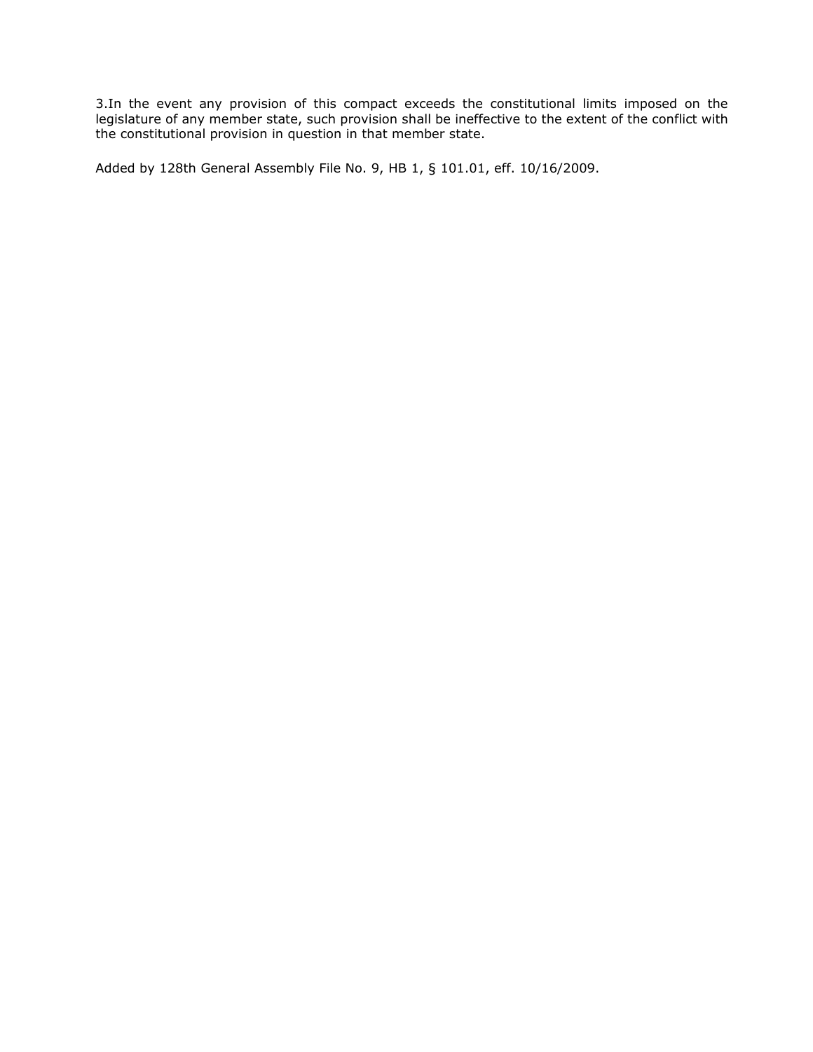3.In the event any provision of this compact exceeds the constitutional limits imposed on the legislature of any member state, such provision shall be ineffective to the extent of the conflict with the constitutional provision in question in that member state.

Added by 128th General Assembly File No. 9, HB 1, § 101.01, eff. 10/16/2009.